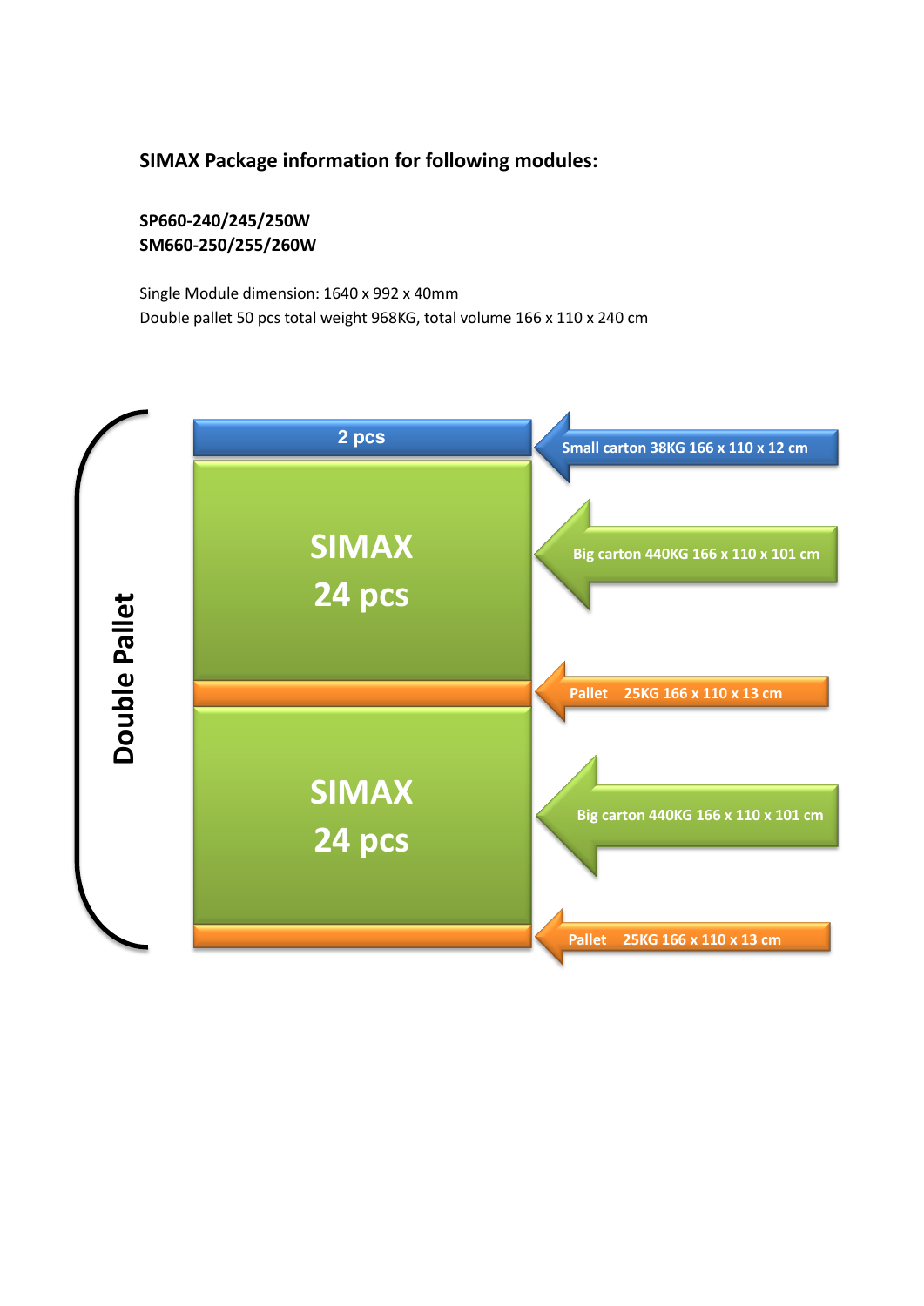**SIMAX Package information for following modules:**

**SP660-240/245/250W**
**SM660-250/255/260W**

Single Module dimension: 1640 x 992 x 40mm
Double pallet 50 pcs total weight 968KG, total volume 166 x 110 x 240 cm

**Double Pallet**

| Layer | Description |
|---|---|
| 2 pcs | Small carton 38KG 166 x 110 x 12 cm |
| SIMAX 24 pcs | Big carton 440KG 166 x 110 x 101 cm |
| (Pallet) | Pallet 25KG 166 x 110 x 13 cm |
| SIMAX 24 pcs | Big carton 440KG 166 x 110 x 101 cm |
| (Pallet) | Pallet 25KG 166 x 110 x 13 cm |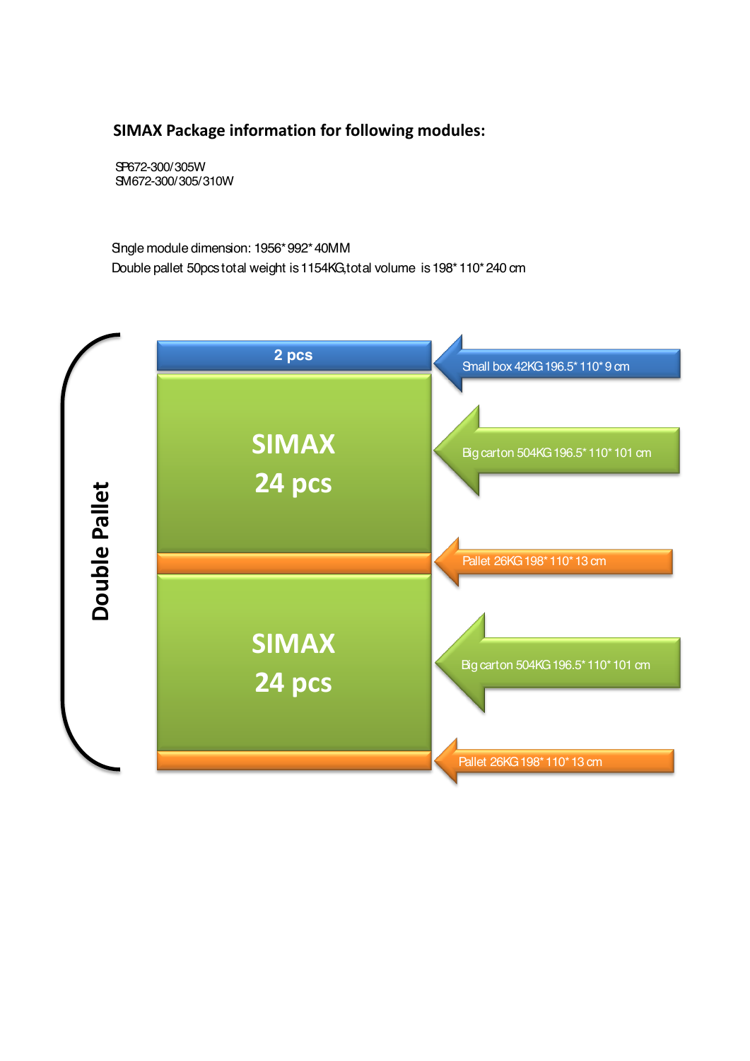## SIMAX Package information for following modules:

SP672-300/305W
SM672-300/305/310W

Single module dimension: 1956\*992\*40MM
Double pallet 50pcs total weight is 1154KG,total volume is 198\*110\*240 cm

**Double Pallet**

| Layer | Description |
| --- | --- |
| 2 pcs | Small box 42KG 196.5\*110\*9 cm |
| SIMAX 24 pcs | Big carton 504KG 196.5\*110\*101 cm |
| Pallet | Pallet 26KG 198\*110\*13 cm |
| SIMAX 24 pcs | Big carton 504KG 196.5\*110\*101 cm |
| Pallet | Pallet 26KG 198\*110\*13 cm |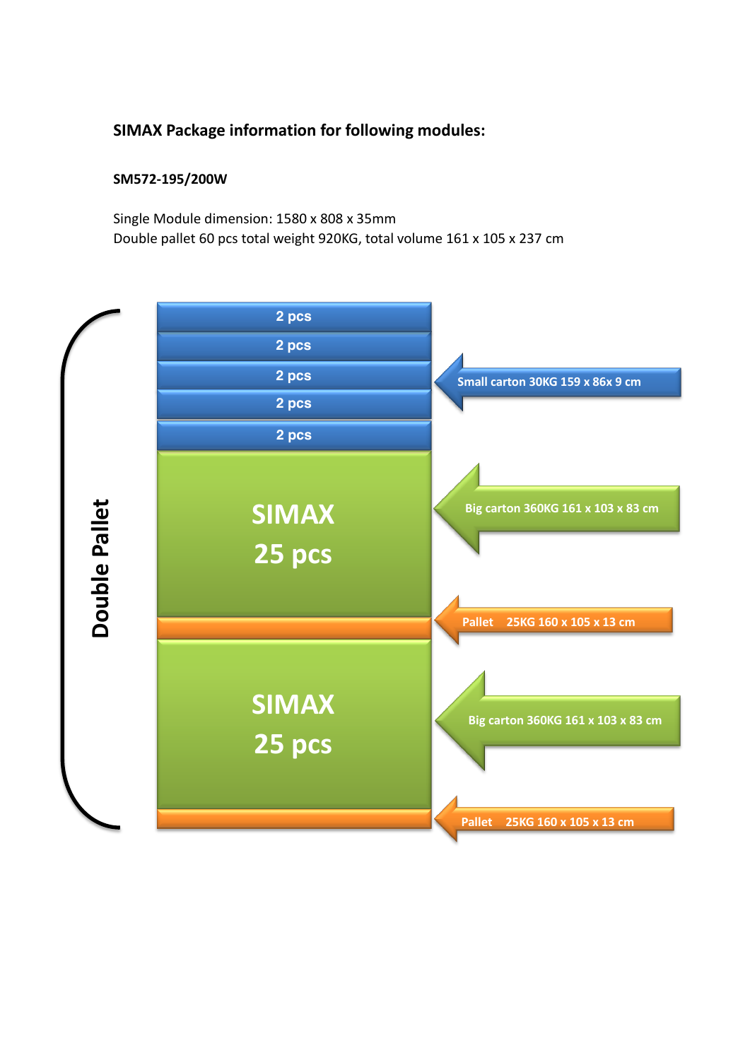**SIMAX Package information for following modules:**

**SM572-195/200W**

Single Module dimension: 1580 x 808 x 35mm
Double pallet 60 pcs total weight 920KG, total volume 161 x 105 x 237 cm

Double Pallet

2 pcs
2 pcs
2 pcs
2 pcs
2 pcs

Small carton 30KG 159 x 86x 9 cm

SIMAX
25 pcs

Big carton 360KG 161 x 103 x 83 cm

Pallet 25KG 160 x 105 x 13 cm

SIMAX
25 pcs

Big carton 360KG 161 x 103 x 83 cm

Pallet 25KG 160 x 105 x 13 cm